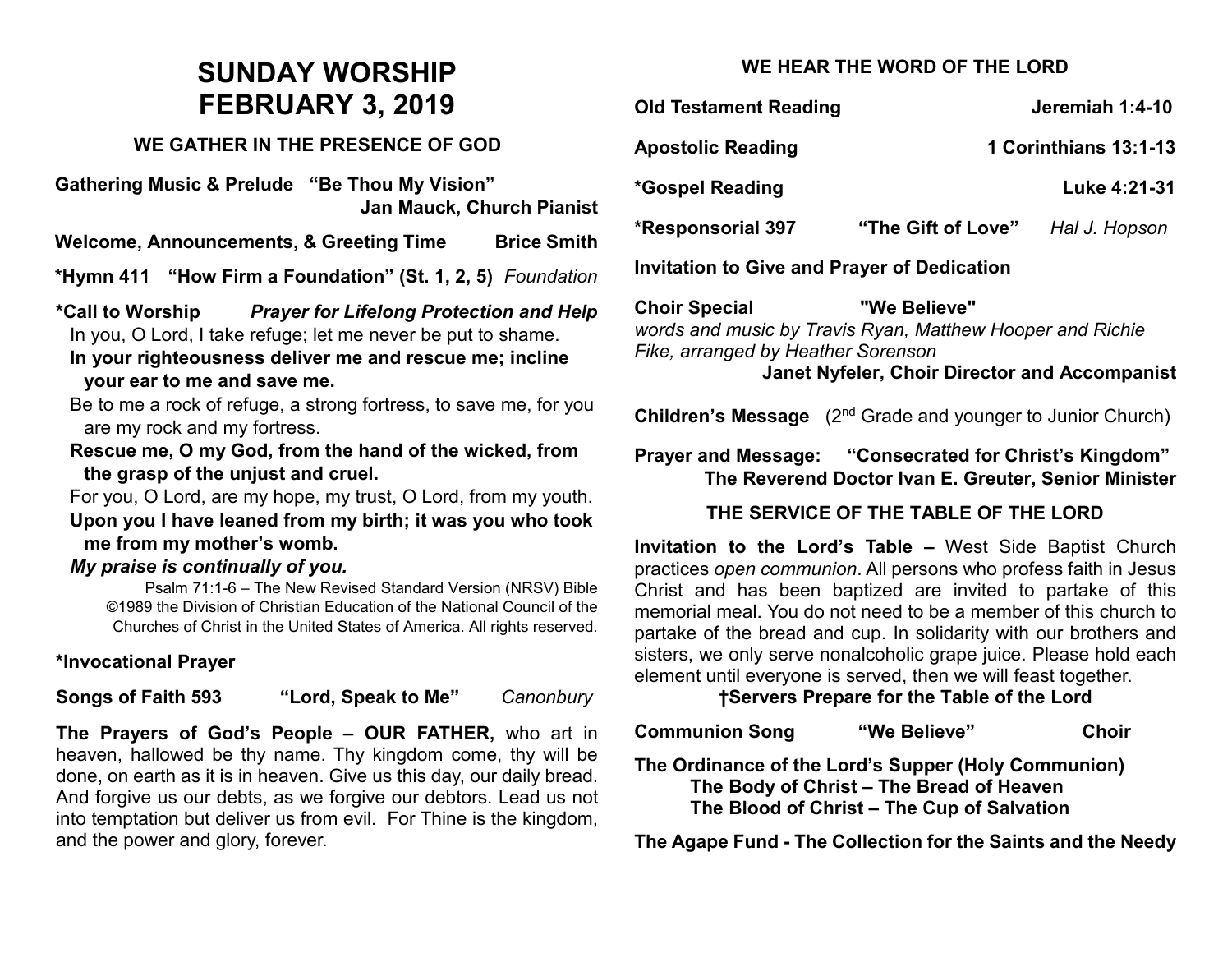# SUNDAY WORSHIP
# FEBRUARY 3, 2019

## WE GATHER IN THE PRESENCE OF GOD

**Gathering Music & Prelude "Be Thou My Vision"**
**Jan Mauck, Church Pianist**

**Welcome, Announcements, & Greeting Time Brice Smith**

**\*Hymn 411 "How Firm a Foundation" (St. 1, 2, 5)** *Foundation*

**\*Call to Worship** ***Prayer for Lifelong Protection and Help***

In you, O Lord, I take refuge; let me never be put to shame.

**In your righteousness deliver me and rescue me; incline your ear to me and save me.**

Be to me a rock of refuge, a strong fortress, to save me, for you are my rock and my fortress.

**Rescue me, O my God, from the hand of the wicked, from the grasp of the unjust and cruel.**

For you, O Lord, are my hope, my trust, O Lord, from my youth.

**Upon you I have leaned from my birth; it was you who took me from my mother's womb.**

***My praise is continually of you.***

Psalm 71:1-6 – The New Revised Standard Version (NRSV) Bible ©1989 the Division of Christian Education of the National Council of the Churches of Christ in the United States of America. All rights reserved.

**\*Invocational Prayer**

**Songs of Faith 593 "Lord, Speak to Me"** *Canonbury*

**The Prayers of God's People – OUR FATHER,** who art in heaven, hallowed be thy name. Thy kingdom come, thy will be done, on earth as it is in heaven. Give us this day, our daily bread. And forgive us our debts, as we forgive our debtors. Lead us not into temptation but deliver us from evil. For Thine is the kingdom, and the power and glory, forever.

## WE HEAR THE WORD OF THE LORD

**Old Testament Reading Jeremiah 1:4-10**

**Apostolic Reading 1 Corinthians 13:1-13**

**\*Gospel Reading Luke 4:21-31**

**\*Responsorial 397 "The Gift of Love"** *Hal J. Hopson*

**Invitation to Give and Prayer of Dedication**

**Choir Special "We Believe"**
*words and music by Travis Ryan, Matthew Hooper and Richie Fike, arranged by Heather Sorenson*
**Janet Nyfeler, Choir Director and Accompanist**

**Children's Message** (2nd Grade and younger to Junior Church)

**Prayer and Message: "Consecrated for Christ's Kingdom"**
**The Reverend Doctor Ivan E. Greuter, Senior Minister**

## THE SERVICE OF THE TABLE OF THE LORD

**Invitation to the Lord's Table –** West Side Baptist Church practices *open communion*. All persons who profess faith in Jesus Christ and has been baptized are invited to partake of this memorial meal. You do not need to be a member of this church to partake of the bread and cup. In solidarity with our brothers and sisters, we only serve nonalcoholic grape juice. Please hold each element until everyone is served, then we will feast together.

**†Servers Prepare for the Table of the Lord**

**Communion Song "We Believe" Choir**

**The Ordinance of the Lord's Supper (Holy Communion)**
**The Body of Christ – The Bread of Heaven**
**The Blood of Christ – The Cup of Salvation**

**The Agape Fund - The Collection for the Saints and the Needy**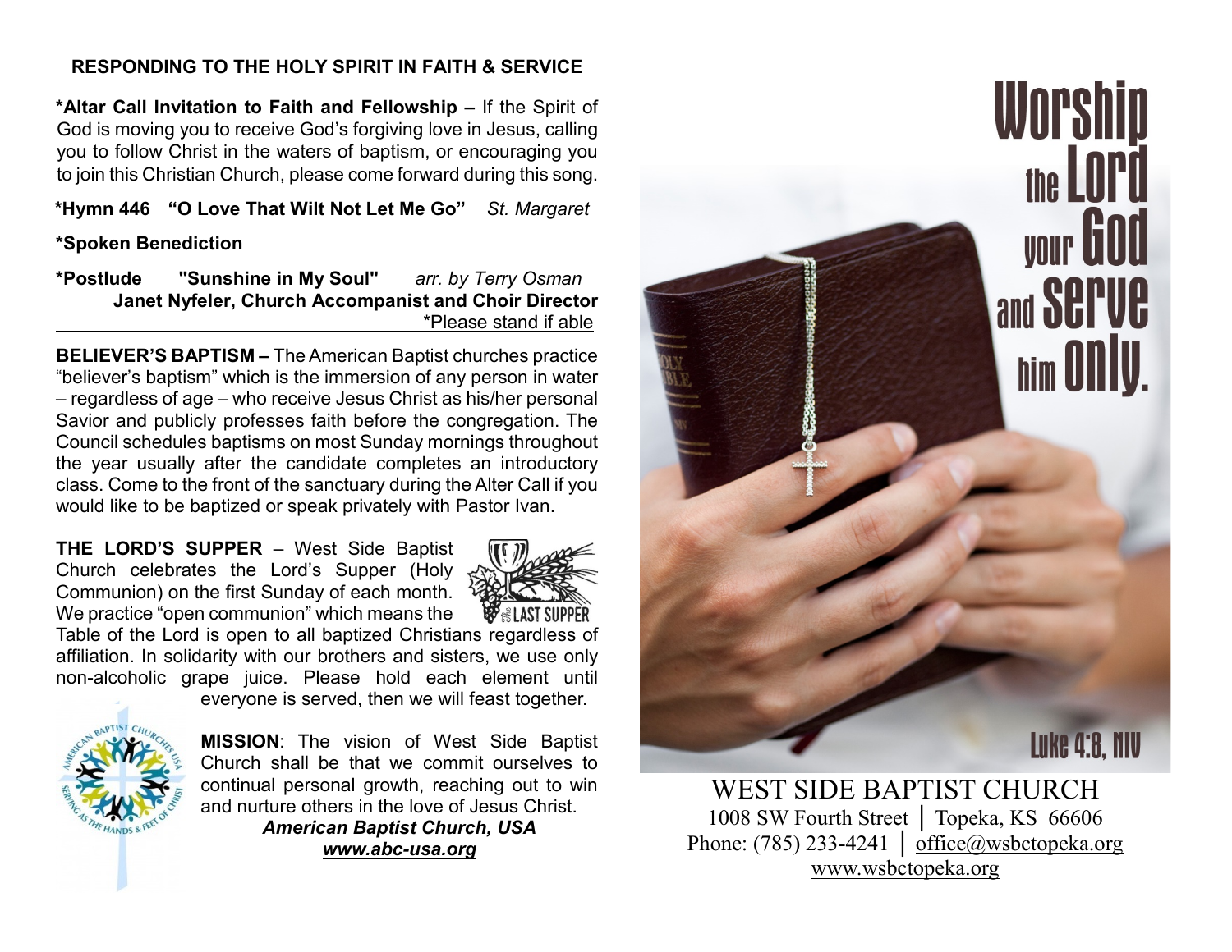## RESPONDING TO THE HOLY SPIRIT IN FAITH & SERVICE

***Altar Call Invitation to Faith and Fellowship –** If the Spirit of God is moving you to receive God's forgiving love in Jesus, calling you to follow Christ in the waters of baptism, or encouraging you to join this Christian Church, please come forward during this song.

***Hymn 446 "O Love That Wilt Not Let Me Go"** *St. Margaret*

***Spoken Benediction**

***Postlude "Sunshine in My Soul"** *arr. by Terry Osman*
**Janet Nyfeler, Church Accompanist and Choir Director**

*Please stand if able

---

**BELIEVER'S BAPTISM –** The American Baptist churches practice "believer's baptism" which is the immersion of any person in water – regardless of age – who receive Jesus Christ as his/her personal Savior and publicly professes faith before the congregation. The Council schedules baptisms on most Sunday mornings throughout the year usually after the candidate completes an introductory class. Come to the front of the sanctuary during the Alter Call if you would like to be baptized or speak privately with Pastor Ivan.

**THE LORD'S SUPPER** – West Side Baptist Church celebrates the Lord's Supper (Holy Communion) on the first Sunday of each month. We practice "open communion" which means the Table of the Lord is open to all baptized Christians regardless of affiliation. In solidarity with our brothers and sisters, we use only non-alcoholic grape juice. Please hold each element until everyone is served, then we will feast together.

**MISSION**: The vision of West Side Baptist Church shall be that we commit ourselves to continual personal growth, reaching out to win and nurture others in the love of Jesus Christ.

***American Baptist Church, USA***
***www.abc-usa.org***

Worship the Lord your God and serve him only.

Luke 4:8, NIV

WEST SIDE BAPTIST CHURCH
1008 SW Fourth Street | Topeka, KS 66606
Phone: (785) 233-4241 | office@wsbctopeka.org
www.wsbctopeka.org